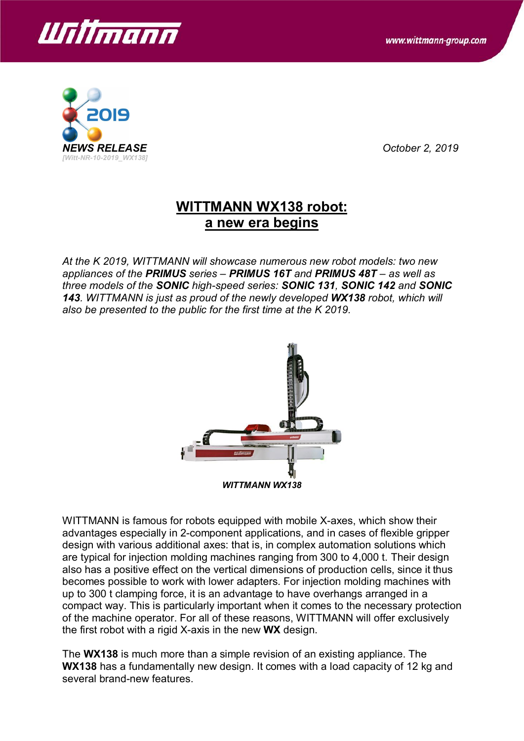**NEWS RELEASE**

*[Witt-NR-10-2019_WX138]*

*October 2, 2019*

# WITTMANN WX138 robot: a new era begins

*At the K 2019, WITTMANN will showcase numerous new robot models: two new appliances of the **PRIMUS** series – **PRIMUS 16T** and **PRIMUS 48T** – as well as three models of the **SONIC** high-speed series: **SONIC 131**, **SONIC 142** and **SONIC 143**. WITTMANN is just as proud of the newly developed **WX138** robot, which will also be presented to the public for the first time at the K 2019.*

***WITTMANN WX138***

WITTMANN is famous for robots equipped with mobile X-axes, which show their advantages especially in 2-component applications, and in cases of flexible gripper design with various additional axes: that is, in complex automation solutions which are typical for injection molding machines ranging from 300 to 4,000 t. Their design also has a positive effect on the vertical dimensions of production cells, since it thus becomes possible to work with lower adapters. For injection molding machines with up to 300 t clamping force, it is an advantage to have overhangs arranged in a compact way. This is particularly important when it comes to the necessary protection of the machine operator. For all of these reasons, WITTMANN will offer exclusively the first robot with a rigid X-axis in the new **WX** design.

The **WX138** is much more than a simple revision of an existing appliance. The **WX138** has a fundamentally new design. It comes with a load capacity of 12 kg and several brand-new features.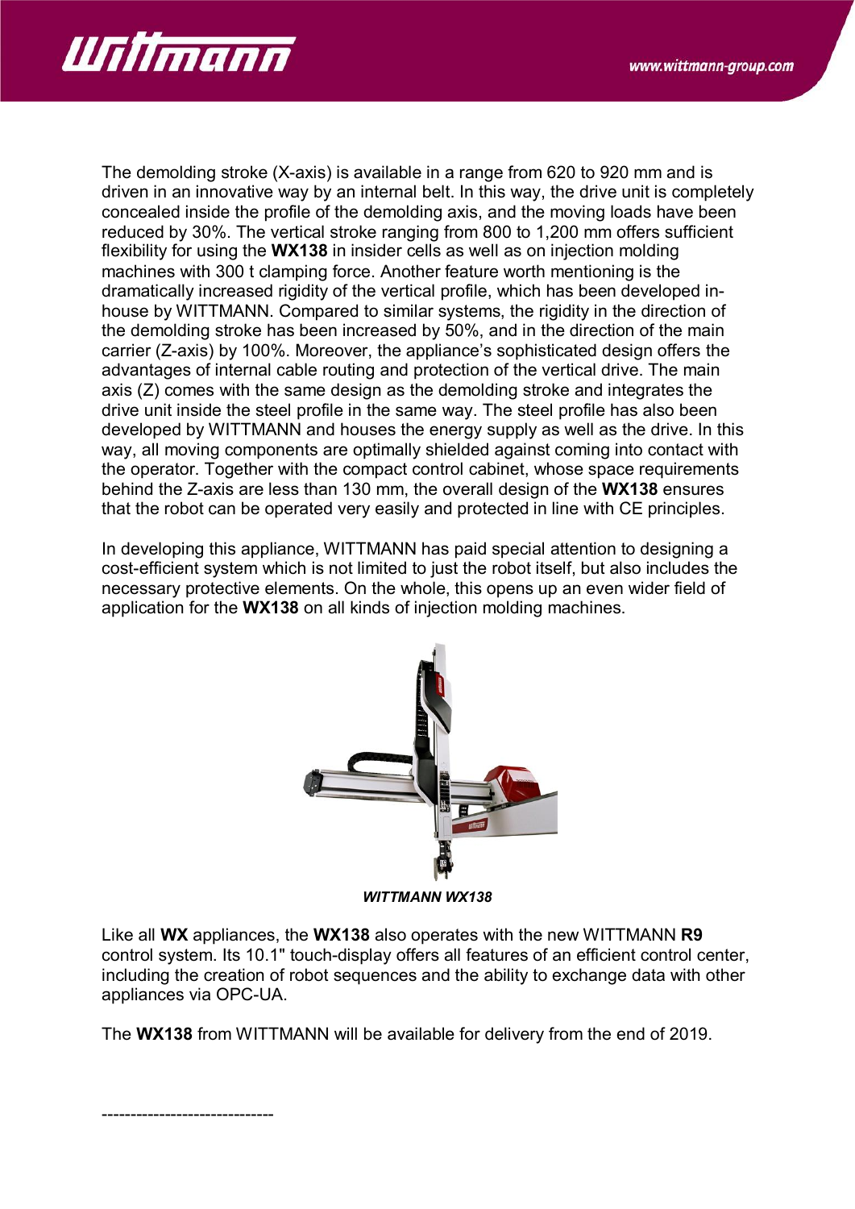The demolding stroke (X-axis) is available in a range from 620 to 920 mm and is driven in an innovative way by an internal belt. In this way, the drive unit is completely concealed inside the profile of the demolding axis, and the moving loads have been reduced by 30%. The vertical stroke ranging from 800 to 1,200 mm offers sufficient flexibility for using the **WX138** in insider cells as well as on injection molding machines with 300 t clamping force. Another feature worth mentioning is the dramatically increased rigidity of the vertical profile, which has been developed in-house by WITTMANN. Compared to similar systems, the rigidity in the direction of the demolding stroke has been increased by 50%, and in the direction of the main carrier (Z-axis) by 100%. Moreover, the appliance's sophisticated design offers the advantages of internal cable routing and protection of the vertical drive. The main axis (Z) comes with the same design as the demolding stroke and integrates the drive unit inside the steel profile in the same way. The steel profile has also been developed by WITTMANN and houses the energy supply as well as the drive. In this way, all moving components are optimally shielded against coming into contact with the operator. Together with the compact control cabinet, whose space requirements behind the Z-axis are less than 130 mm, the overall design of the **WX138** ensures that the robot can be operated very easily and protected in line with CE principles.

In developing this appliance, WITTMANN has paid special attention to designing a cost-efficient system which is not limited to just the robot itself, but also includes the necessary protective elements. On the whole, this opens up an even wider field of application for the **WX138** on all kinds of injection molding machines.

***WITTMANN WX138***

Like all **WX** appliances, the **WX138** also operates with the new WITTMANN **R9** control system. Its 10.1" touch-display offers all features of an efficient control center, including the creation of robot sequences and the ability to exchange data with other appliances via OPC-UA.

The **WX138** from WITTMANN will be available for delivery from the end of 2019.

------------------------------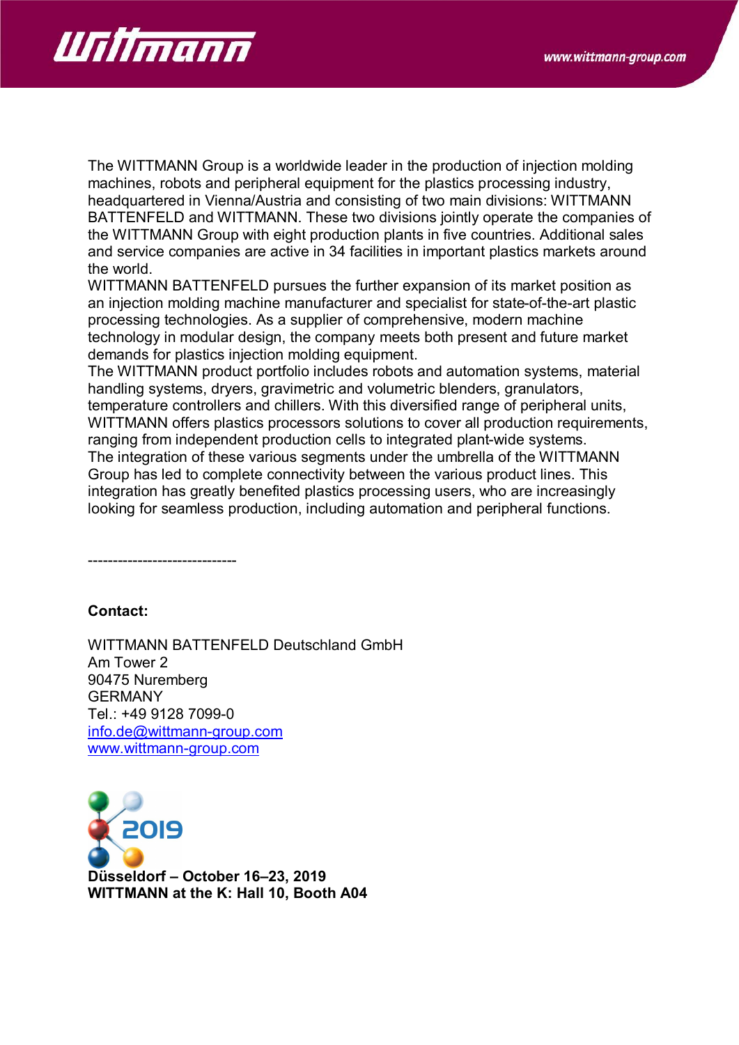The WITTMANN Group is a worldwide leader in the production of injection molding machines, robots and peripheral equipment for the plastics processing industry, headquartered in Vienna/Austria and consisting of two main divisions: WITTMANN BATTENFELD and WITTMANN. These two divisions jointly operate the companies of the WITTMANN Group with eight production plants in five countries. Additional sales and service companies are active in 34 facilities in important plastics markets around the world.
WITTMANN BATTENFELD pursues the further expansion of its market position as an injection molding machine manufacturer and specialist for state-of-the-art plastic processing technologies. As a supplier of comprehensive, modern machine technology in modular design, the company meets both present and future market demands for plastics injection molding equipment.
The WITTMANN product portfolio includes robots and automation systems, material handling systems, dryers, gravimetric and volumetric blenders, granulators, temperature controllers and chillers. With this diversified range of peripheral units, WITTMANN offers plastics processors solutions to cover all production requirements, ranging from independent production cells to integrated plant-wide systems.
The integration of these various segments under the umbrella of the WITTMANN Group has led to complete connectivity between the various product lines. This integration has greatly benefited plastics processing users, who are increasingly looking for seamless production, including automation and peripheral functions.

------------------------------

**Contact:**

WITTMANN BATTENFELD Deutschland GmbH
Am Tower 2
90475 Nuremberg
GERMANY
Tel.: +49 9128 7099-0
info.de@wittmann-group.com
www.wittmann-group.com

2019

**Düsseldorf – October 16–23, 2019**
**WITTMANN at the K: Hall 10, Booth A04**